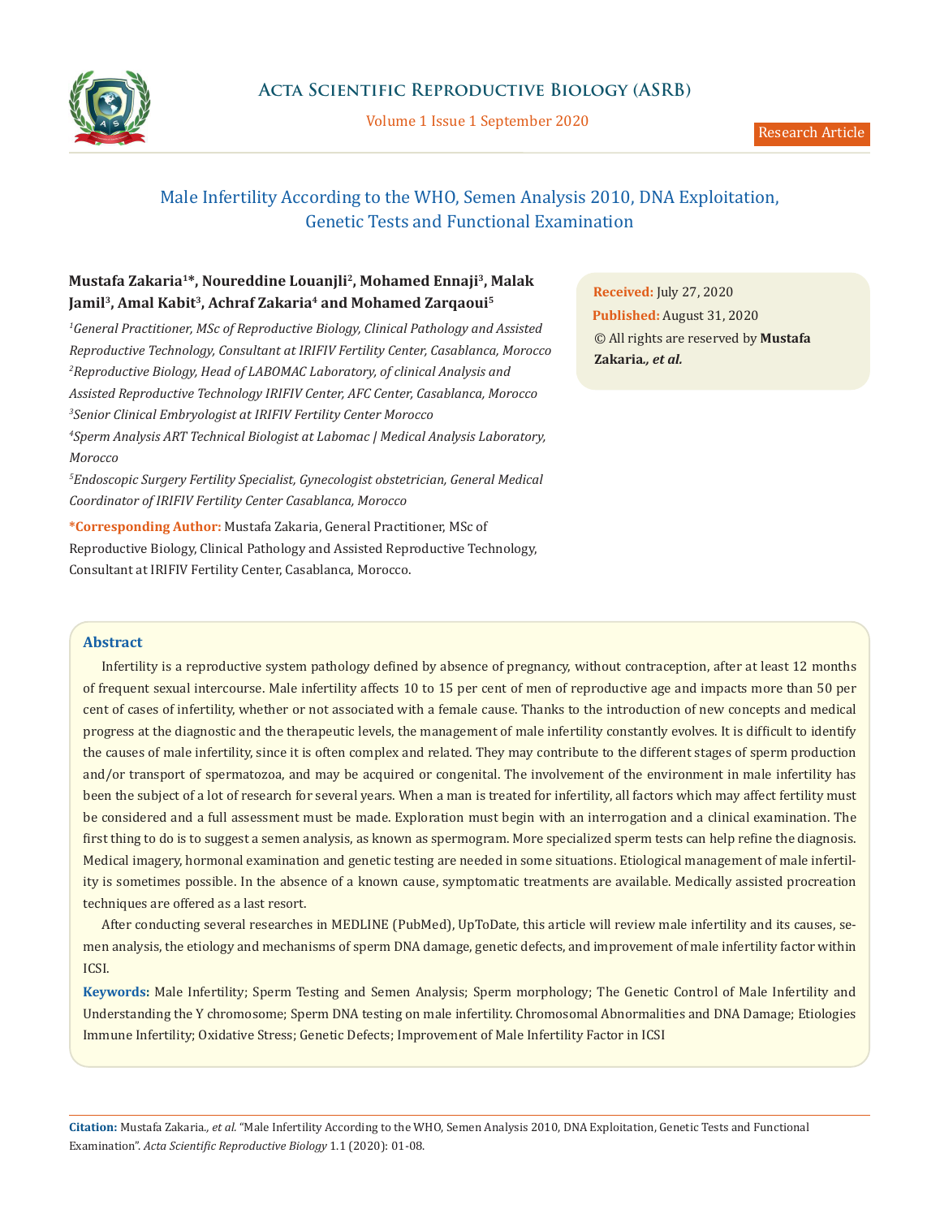# Male Infertility According to the WHO, Semen Analysis 2010, DNA Exploitation, Genetic Tests and Functional Examination

**Mustafa Zakaria[1]*, Noureddine Louanjli[2], Mohamed Ennaji[3], Malak Jamil[3], Amal Kabit[3], Achraf Zakaria[4] and Mohamed Zarqaoui[5]**

[1]*General Practitioner, MSc of Reproductive Biology, Clinical Pathology and Assisted Reproductive Technology, Consultant at IRIFIV Fertility Center, Casablanca, Morocco*

[2]*Reproductive Biology, Head of LABOMAC Laboratory, of clinical Analysis and Assisted Reproductive Technology IRIFIV Center, AFC Center, Casablanca, Morocco*

[3]*Senior Clinical Embryologist at IRIFIV Fertility Center Morocco*

[4]*Sperm Analysis ART Technical Biologist at Labomac | Medical Analysis Laboratory, Morocco*

[5]*Endoscopic Surgery Fertility Specialist, Gynecologist obstetrician, General Medical Coordinator of IRIFIV Fertility Center Casablanca, Morocco*

**\*Corresponding Author:** Mustafa Zakaria, General Practitioner, MSc of Reproductive Biology, Clinical Pathology and Assisted Reproductive Technology, Consultant at IRIFIV Fertility Center, Casablanca, Morocco.

**Received:** July 27, 2020

**Published:** August 31, 2020

© All rights are reserved by **Mustafa Zakaria***, et al.*

## Abstract

Infertility is a reproductive system pathology defined by absence of pregnancy, without contraception, after at least 12 months of frequent sexual intercourse. Male infertility affects 10 to 15 per cent of men of reproductive age and impacts more than 50 per cent of cases of infertility, whether or not associated with a female cause. Thanks to the introduction of new concepts and medical progress at the diagnostic and the therapeutic levels, the management of male infertility constantly evolves. It is difficult to identify the causes of male infertility, since it is often complex and related. They may contribute to the different stages of sperm production and/or transport of spermatozoa, and may be acquired or congenital. The involvement of the environment in male infertility has been the subject of a lot of research for several years. When a man is treated for infertility, all factors which may affect fertility must be considered and a full assessment must be made. Exploration must begin with an interrogation and a clinical examination. The first thing to do is to suggest a semen analysis, as known as spermogram. More specialized sperm tests can help refine the diagnosis. Medical imagery, hormonal examination and genetic testing are needed in some situations. Etiological management of male infertility is sometimes possible. In the absence of a known cause, symptomatic treatments are available. Medically assisted procreation techniques are offered as a last resort.

After conducting several researches in MEDLINE (PubMed), UpToDate, this article will review male infertility and its causes, semen analysis, the etiology and mechanisms of sperm DNA damage, genetic defects, and improvement of male infertility factor within ICSI.

**Keywords:** Male Infertility; Sperm Testing and Semen Analysis; Sperm morphology; The Genetic Control of Male Infertility and Understanding the Y chromosome; Sperm DNA testing on male infertility. Chromosomal Abnormalities and DNA Damage; Etiologies Immune Infertility; Oxidative Stress; Genetic Defects; Improvement of Male Infertility Factor in ICSI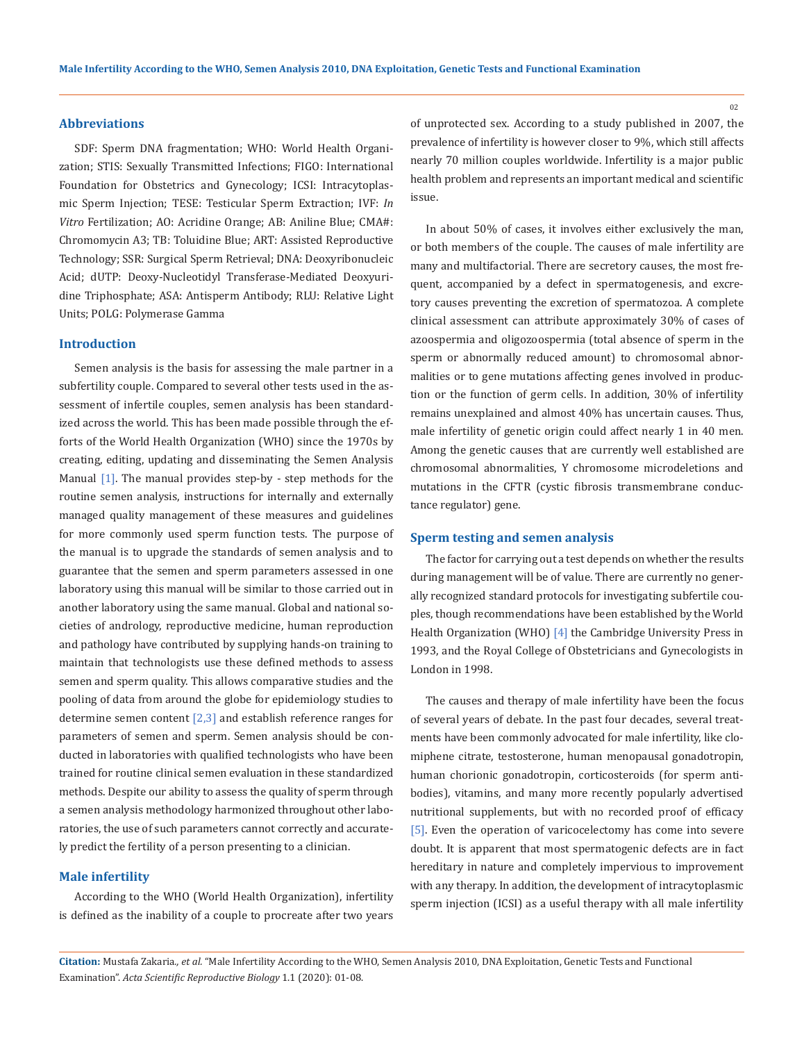## Abbreviations

SDF: Sperm DNA fragmentation; WHO: World Health Organization; STIS: Sexually Transmitted Infections; FIGO: International Foundation for Obstetrics and Gynecology; ICSI: Intracytoplasmic Sperm Injection; TESE: Testicular Sperm Extraction; IVF: *In Vitro* Fertilization; AO: Acridine Orange; AB: Aniline Blue; CMA#: Chromomycin A3; TB: Toluidine Blue; ART: Assisted Reproductive Technology; SSR: Surgical Sperm Retrieval; DNA: Deoxyribonucleic Acid; dUTP: Deoxy-Nucleotidyl Transferase-Mediated Deoxyuridine Triphosphate; ASA: Antisperm Antibody; RLU: Relative Light Units; POLG: Polymerase Gamma

## Introduction

Semen analysis is the basis for assessing the male partner in a subfertility couple. Compared to several other tests used in the assessment of infertile couples, semen analysis has been standardized across the world. This has been made possible through the efforts of the World Health Organization (WHO) since the 1970s by creating, editing, updating and disseminating the Semen Analysis Manual [1]. The manual provides step-by - step methods for the routine semen analysis, instructions for internally and externally managed quality management of these measures and guidelines for more commonly used sperm function tests. The purpose of the manual is to upgrade the standards of semen analysis and to guarantee that the semen and sperm parameters assessed in one laboratory using this manual will be similar to those carried out in another laboratory using the same manual. Global and national societies of andrology, reproductive medicine, human reproduction and pathology have contributed by supplying hands-on training to maintain that technologists use these defined methods to assess semen and sperm quality. This allows comparative studies and the pooling of data from around the globe for epidemiology studies to determine semen content [2,3] and establish reference ranges for parameters of semen and sperm. Semen analysis should be conducted in laboratories with qualified technologists who have been trained for routine clinical semen evaluation in these standardized methods. Despite our ability to assess the quality of sperm through a semen analysis methodology harmonized throughout other laboratories, the use of such parameters cannot correctly and accurately predict the fertility of a person presenting to a clinician.

## Male infertility

According to the WHO (World Health Organization), infertility is defined as the inability of a couple to procreate after two years of unprotected sex. According to a study published in 2007, the prevalence of infertility is however closer to 9%, which still affects nearly 70 million couples worldwide. Infertility is a major public health problem and represents an important medical and scientific issue.

In about 50% of cases, it involves either exclusively the man, or both members of the couple. The causes of male infertility are many and multifactorial. There are secretory causes, the most frequent, accompanied by a defect in spermatogenesis, and excretory causes preventing the excretion of spermatozoa. A complete clinical assessment can attribute approximately 30% of cases of azoospermia and oligozoospermia (total absence of sperm in the sperm or abnormally reduced amount) to chromosomal abnormalities or to gene mutations affecting genes involved in production or the function of germ cells. In addition, 30% of infertility remains unexplained and almost 40% has uncertain causes. Thus, male infertility of genetic origin could affect nearly 1 in 40 men. Among the genetic causes that are currently well established are chromosomal abnormalities, Y chromosome microdeletions and mutations in the CFTR (cystic fibrosis transmembrane conductance regulator) gene.

## Sperm testing and semen analysis

The factor for carrying out a test depends on whether the results during management will be of value. There are currently no generally recognized standard protocols for investigating subfertile couples, though recommendations have been established by the World Health Organization (WHO) [4] the Cambridge University Press in 1993, and the Royal College of Obstetricians and Gynecologists in London in 1998.

The causes and therapy of male infertility have been the focus of several years of debate. In the past four decades, several treatments have been commonly advocated for male infertility, like clomiphene citrate, testosterone, human menopausal gonadotropin, human chorionic gonadotropin, corticosteroids (for sperm antibodies), vitamins, and many more recently popularly advertised nutritional supplements, but with no recorded proof of efficacy [5]. Even the operation of varicocelectomy has come into severe doubt. It is apparent that most spermatogenic defects are in fact hereditary in nature and completely impervious to improvement with any therapy. In addition, the development of intracytoplasmic sperm injection (ICSI) as a useful therapy with all male infertility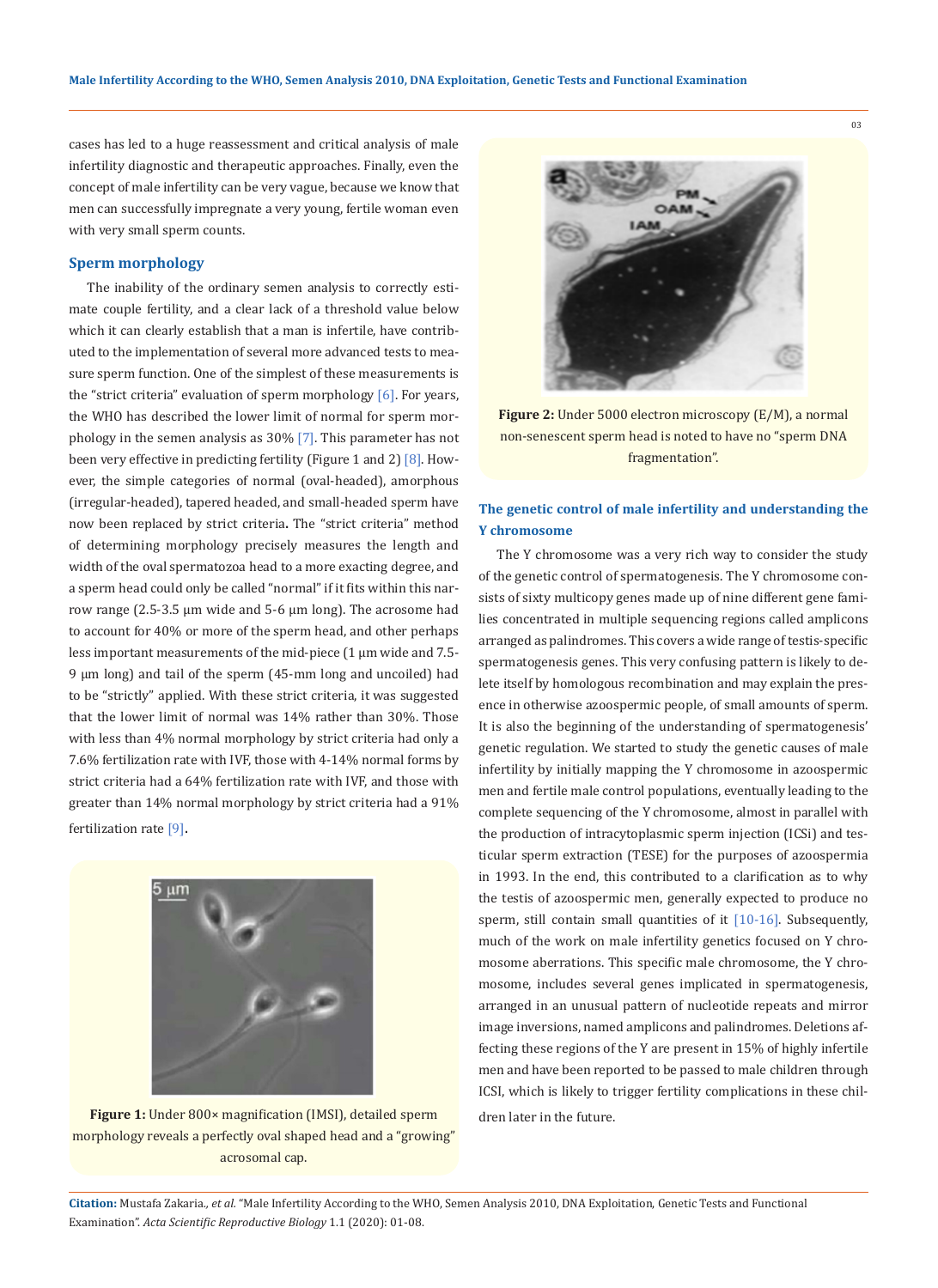cases has led to a huge reassessment and critical analysis of male infertility diagnostic and therapeutic approaches. Finally, even the concept of male infertility can be very vague, because we know that men can successfully impregnate a very young, fertile woman even with very small sperm counts.

## Sperm morphology

The inability of the ordinary semen analysis to correctly estimate couple fertility, and a clear lack of a threshold value below which it can clearly establish that a man is infertile, have contributed to the implementation of several more advanced tests to measure sperm function. One of the simplest of these measurements is the "strict criteria" evaluation of sperm morphology [6]. For years, the WHO has described the lower limit of normal for sperm morphology in the semen analysis as 30% [7]. This parameter has not been very effective in predicting fertility (Figure 1 and 2) [8]. However, the simple categories of normal (oval-headed), amorphous (irregular-headed), tapered headed, and small-headed sperm have now been replaced by strict criteria**.** The "strict criteria" method of determining morphology precisely measures the length and width of the oval spermatozoa head to a more exacting degree, and a sperm head could only be called "normal" if it fits within this narrow range (2.5-3.5 µm wide and 5-6 µm long). The acrosome had to account for 40% or more of the sperm head, and other perhaps less important measurements of the mid-piece (1 µm wide and 7.5-9 µm long) and tail of the sperm (45-mm long and uncoiled) had to be "strictly" applied. With these strict criteria, it was suggested that the lower limit of normal was 14% rather than 30%. Those with less than 4% normal morphology by strict criteria had only a 7.6% fertilization rate with IVF, those with 4-14% normal forms by strict criteria had a 64% fertilization rate with IVF, and those with greater than 14% normal morphology by strict criteria had a 91% fertilization rate [9]**.**

**Figure 1:** Under 800× magnification (IMSI), detailed sperm morphology reveals a perfectly oval shaped head and a "growing" acrosomal cap.

**Figure 2:** Under 5000 electron microscopy (E/M), a normal non-senescent sperm head is noted to have no "sperm DNA fragmentation".

## The genetic control of male infertility and understanding the Y chromosome

The Y chromosome was a very rich way to consider the study of the genetic control of spermatogenesis. The Y chromosome consists of sixty multicopy genes made up of nine different gene families concentrated in multiple sequencing regions called amplicons arranged as palindromes. This covers a wide range of testis-specific spermatogenesis genes. This very confusing pattern is likely to delete itself by homologous recombination and may explain the presence in otherwise azoospermic people, of small amounts of sperm. It is also the beginning of the understanding of spermatogenesis' genetic regulation. We started to study the genetic causes of male infertility by initially mapping the Y chromosome in azoospermic men and fertile male control populations, eventually leading to the complete sequencing of the Y chromosome, almost in parallel with the production of intracytoplasmic sperm injection (ICSi) and testicular sperm extraction (TESE) for the purposes of azoospermia in 1993. In the end, this contributed to a clarification as to why the testis of azoospermic men, generally expected to produce no sperm, still contain small quantities of it [10-16]. Subsequently, much of the work on male infertility genetics focused on Y chromosome aberrations. This specific male chromosome, the Y chromosome, includes several genes implicated in spermatogenesis, arranged in an unusual pattern of nucleotide repeats and mirror image inversions, named amplicons and palindromes. Deletions affecting these regions of the Y are present in 15% of highly infertile men and have been reported to be passed to male children through ICSI, which is likely to trigger fertility complications in these children later in the future.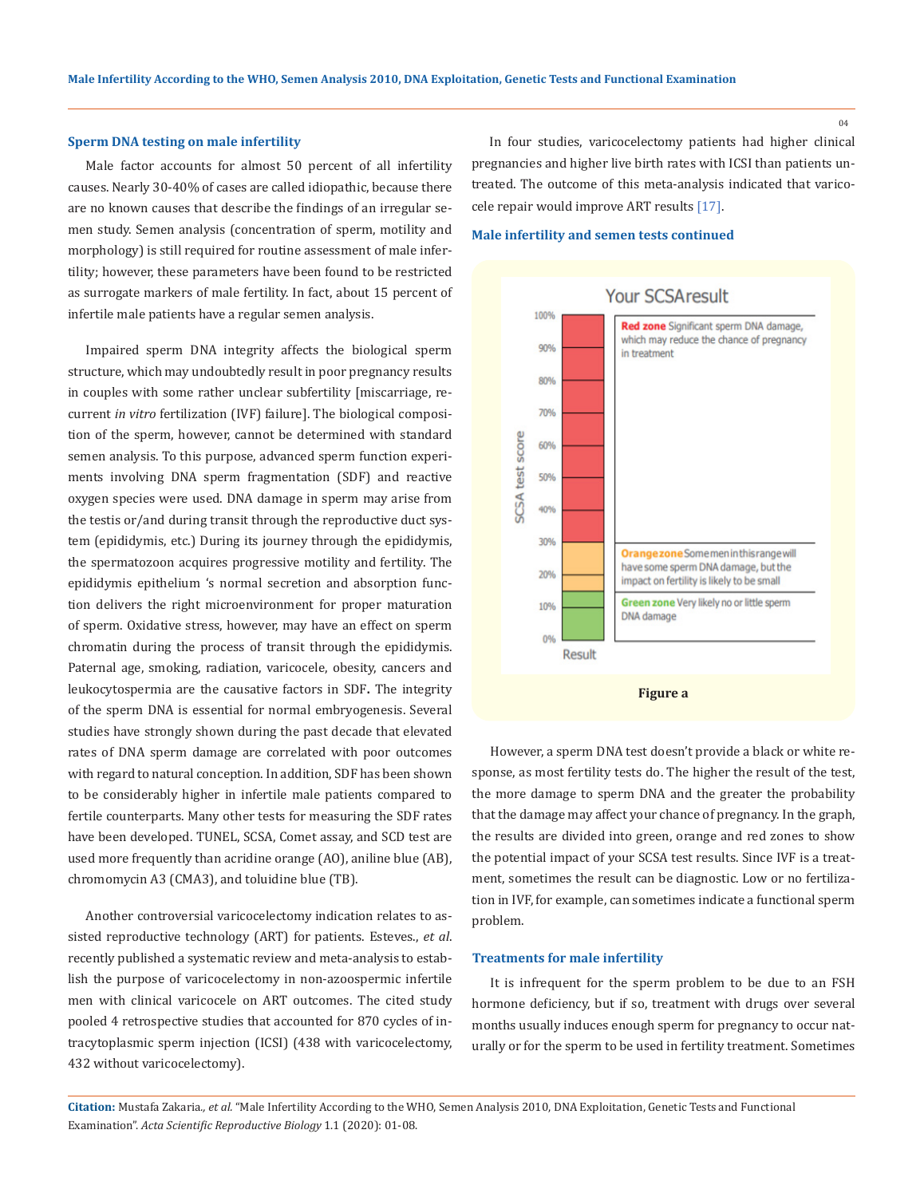### Sperm DNA testing on male infertility

Male factor accounts for almost 50 percent of all infertility causes. Nearly 30-40% of cases are called idiopathic, because there are no known causes that describe the findings of an irregular semen study. Semen analysis (concentration of sperm, motility and morphology) is still required for routine assessment of male infertility; however, these parameters have been found to be restricted as surrogate markers of male fertility. In fact, about 15 percent of infertile male patients have a regular semen analysis.

Impaired sperm DNA integrity affects the biological sperm structure, which may undoubtedly result in poor pregnancy results in couples with some rather unclear subfertility [miscarriage, recurrent *in vitro* fertilization (IVF) failure]. The biological composition of the sperm, however, cannot be determined with standard semen analysis. To this purpose, advanced sperm function experiments involving DNA sperm fragmentation (SDF) and reactive oxygen species were used. DNA damage in sperm may arise from the testis or/and during transit through the reproductive duct system (epididymis, etc.) During its journey through the epididymis, the spermatozoon acquires progressive motility and fertility. The epididymis epithelium 's normal secretion and absorption function delivers the right microenvironment for proper maturation of sperm. Oxidative stress, however, may have an effect on sperm chromatin during the process of transit through the epididymis. Paternal age, smoking, radiation, varicocele, obesity, cancers and leukocytospermia are the causative factors in SDF**.** The integrity of the sperm DNA is essential for normal embryogenesis. Several studies have strongly shown during the past decade that elevated rates of DNA sperm damage are correlated with poor outcomes with regard to natural conception. In addition, SDF has been shown to be considerably higher in infertile male patients compared to fertile counterparts. Many other tests for measuring the SDF rates have been developed. TUNEL, SCSA, Comet assay, and SCD test are used more frequently than acridine orange (AO), aniline blue (AB), chromomycin A3 (CMA3), and toluidine blue (TB).

Another controversial varicocelectomy indication relates to assisted reproductive technology (ART) for patients. Esteves., *et al*. recently published a systematic review and meta-analysis to establish the purpose of varicocelectomy in non-azoospermic infertile men with clinical varicocele on ART outcomes. The cited study pooled 4 retrospective studies that accounted for 870 cycles of intracytoplasmic sperm injection (ICSI) (438 with varicocelectomy, 432 without varicocelectomy).

In four studies, varicocelectomy patients had higher clinical pregnancies and higher live birth rates with ICSI than patients untreated. The outcome of this meta-analysis indicated that varicocele repair would improve ART results [17].

### Male infertility and semen tests continued

Your SCSA result

| SCSA test score | Zone |
|---|---|
| 30%–100% | **Red zone** Significant sperm DNA damage, which may reduce the chance of pregnancy in treatment |
| 15%–30% | **Orange zone** Some men in this range will have some sperm DNA damage, but the impact on fertility is likely to be small |
| 0%–15% | **Green zone** Very likely no or little sperm DNA damage |

**Figure a**

However, a sperm DNA test doesn't provide a black or white response, as most fertility tests do. The higher the result of the test, the more damage to sperm DNA and the greater the probability that the damage may affect your chance of pregnancy. In the graph, the results are divided into green, orange and red zones to show the potential impact of your SCSA test results. Since IVF is a treatment, sometimes the result can be diagnostic. Low or no fertilization in IVF, for example, can sometimes indicate a functional sperm problem.

### Treatments for male infertility

It is infrequent for the sperm problem to be due to an FSH hormone deficiency, but if so, treatment with drugs over several months usually induces enough sperm for pregnancy to occur naturally or for the sperm to be used in fertility treatment. Sometimes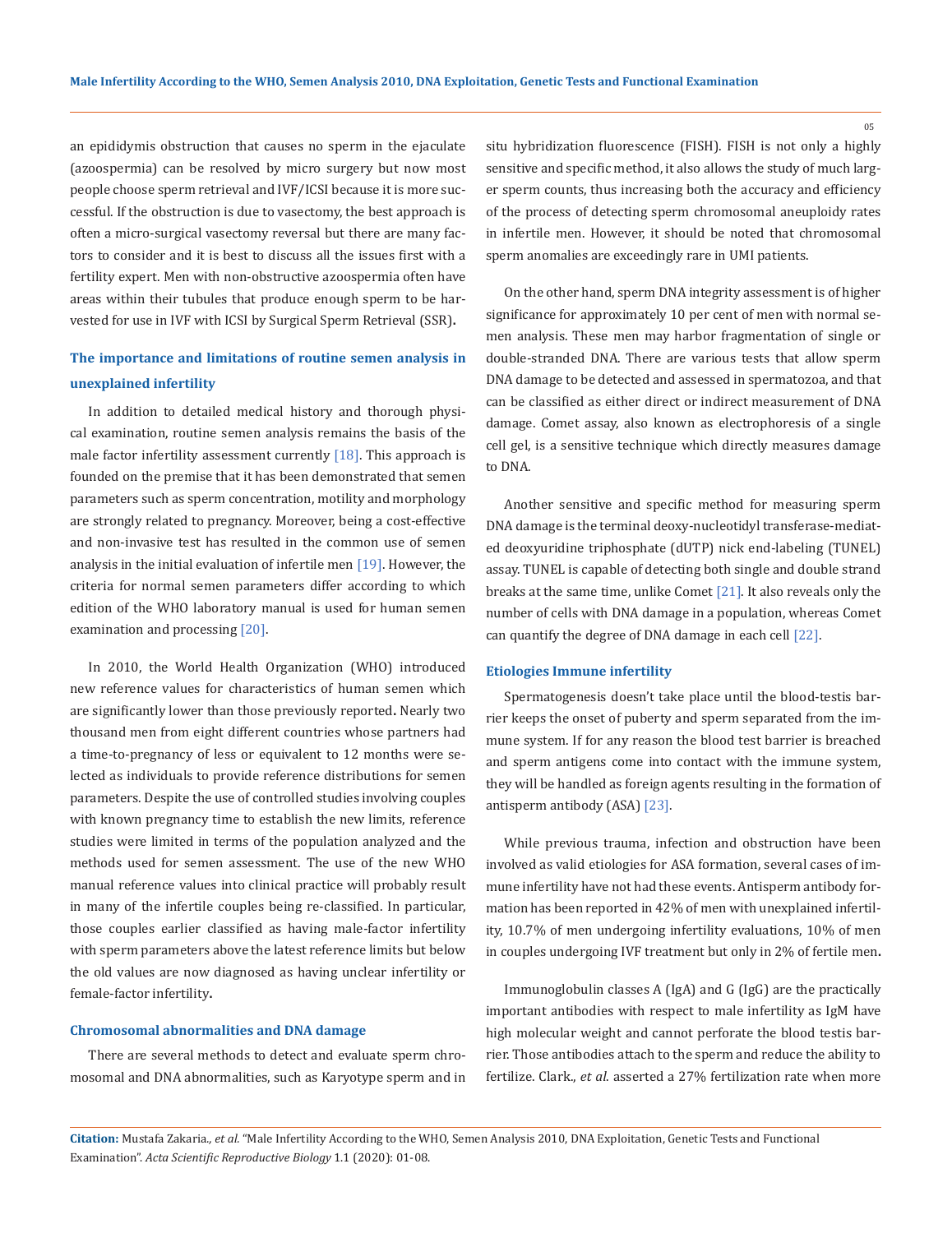an epididymis obstruction that causes no sperm in the ejaculate (azoospermia) can be resolved by micro surgery but now most people choose sperm retrieval and IVF/ICSI because it is more successful. If the obstruction is due to vasectomy, the best approach is often a micro-surgical vasectomy reversal but there are many factors to consider and it is best to discuss all the issues first with a fertility expert. Men with non-obstructive azoospermia often have areas within their tubules that produce enough sperm to be harvested for use in IVF with ICSI by Surgical Sperm Retrieval (SSR).

### The importance and limitations of routine semen analysis in unexplained infertility

In addition to detailed medical history and thorough physical examination, routine semen analysis remains the basis of the male factor infertility assessment currently [18]. This approach is founded on the premise that it has been demonstrated that semen parameters such as sperm concentration, motility and morphology are strongly related to pregnancy. Moreover, being a cost-effective and non-invasive test has resulted in the common use of semen analysis in the initial evaluation of infertile men [19]. However, the criteria for normal semen parameters differ according to which edition of the WHO laboratory manual is used for human semen examination and processing [20].

In 2010, the World Health Organization (WHO) introduced new reference values for characteristics of human semen which are significantly lower than those previously reported. Nearly two thousand men from eight different countries whose partners had a time-to-pregnancy of less or equivalent to 12 months were selected as individuals to provide reference distributions for semen parameters. Despite the use of controlled studies involving couples with known pregnancy time to establish the new limits, reference studies were limited in terms of the population analyzed and the methods used for semen assessment. The use of the new WHO manual reference values into clinical practice will probably result in many of the infertile couples being re-classified. In particular, those couples earlier classified as having male-factor infertility with sperm parameters above the latest reference limits but below the old values are now diagnosed as having unclear infertility or female-factor infertility.

### Chromosomal abnormalities and DNA damage

There are several methods to detect and evaluate sperm chromosomal and DNA abnormalities, such as Karyotype sperm and in situ hybridization fluorescence (FISH). FISH is not only a highly sensitive and specific method, it also allows the study of much larger sperm counts, thus increasing both the accuracy and efficiency of the process of detecting sperm chromosomal aneuploidy rates in infertile men. However, it should be noted that chromosomal sperm anomalies are exceedingly rare in UMI patients.

On the other hand, sperm DNA integrity assessment is of higher significance for approximately 10 per cent of men with normal semen analysis. These men may harbor fragmentation of single or double-stranded DNA. There are various tests that allow sperm DNA damage to be detected and assessed in spermatozoa, and that can be classified as either direct or indirect measurement of DNA damage. Comet assay, also known as electrophoresis of a single cell gel, is a sensitive technique which directly measures damage to DNA.

Another sensitive and specific method for measuring sperm DNA damage is the terminal deoxy-nucleotidyl transferase-mediated deoxyuridine triphosphate (dUTP) nick end-labeling (TUNEL) assay. TUNEL is capable of detecting both single and double strand breaks at the same time, unlike Comet [21]. It also reveals only the number of cells with DNA damage in a population, whereas Comet can quantify the degree of DNA damage in each cell [22].

### Etiologies Immune infertility

Spermatogenesis doesn't take place until the blood-testis barrier keeps the onset of puberty and sperm separated from the immune system. If for any reason the blood test barrier is breached and sperm antigens come into contact with the immune system, they will be handled as foreign agents resulting in the formation of antisperm antibody (ASA) [23].

While previous trauma, infection and obstruction have been involved as valid etiologies for ASA formation, several cases of immune infertility have not had these events. Antisperm antibody formation has been reported in 42% of men with unexplained infertility, 10.7% of men undergoing infertility evaluations, 10% of men in couples undergoing IVF treatment but only in 2% of fertile men.

Immunoglobulin classes A (IgA) and G (IgG) are the practically important antibodies with respect to male infertility as IgM have high molecular weight and cannot perforate the blood testis barrier. Those antibodies attach to the sperm and reduce the ability to fertilize. Clark., *et al.* asserted a 27% fertilization rate when more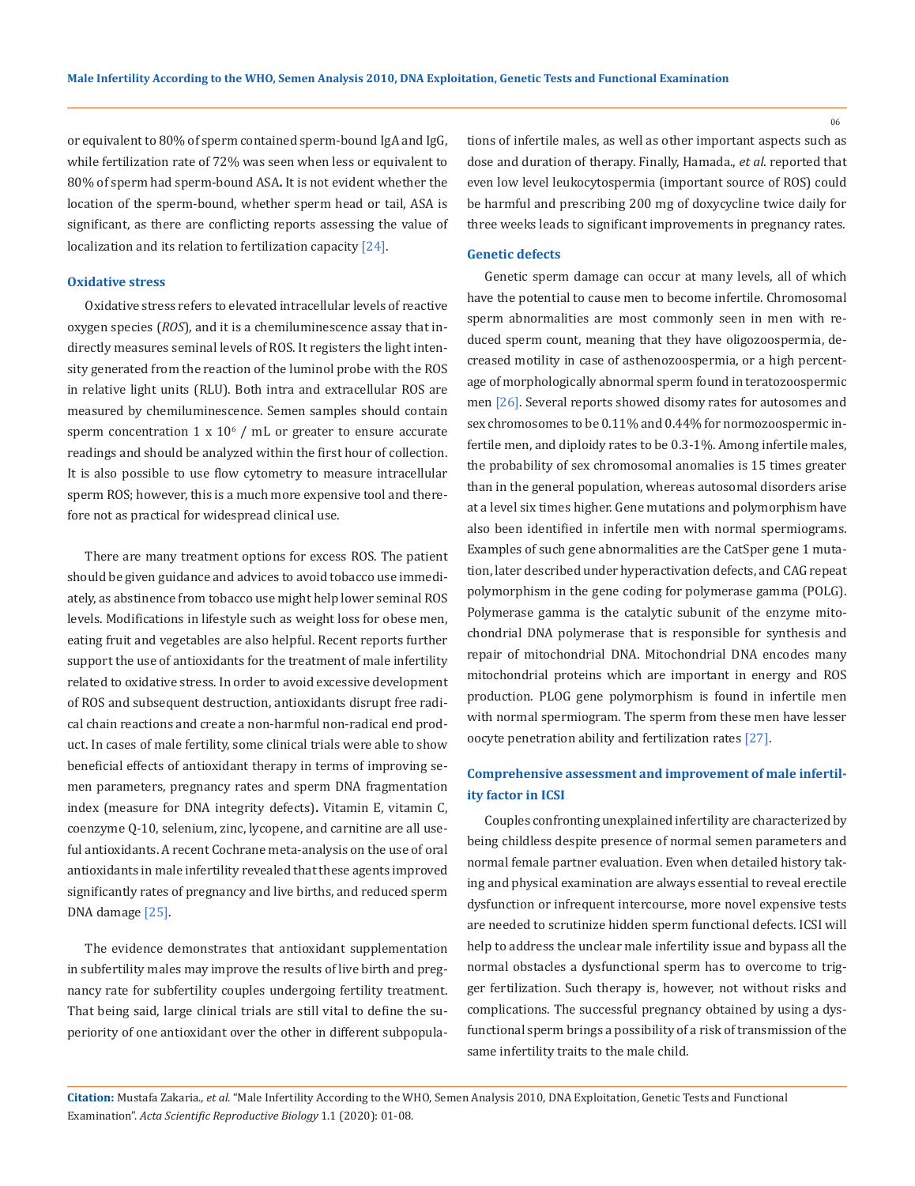or equivalent to 80% of sperm contained sperm-bound IgA and IgG, while fertilization rate of 72% was seen when less or equivalent to 80% of sperm had sperm-bound ASA**.** It is not evident whether the location of the sperm-bound, whether sperm head or tail, ASA is significant, as there are conflicting reports assessing the value of localization and its relation to fertilization capacity [24].

### Oxidative stress

Oxidative stress refers to elevated intracellular levels of reactive oxygen species (*ROS*), and it is a chemiluminescence assay that indirectly measures seminal levels of ROS. It registers the light intensity generated from the reaction of the luminol probe with the ROS in relative light units (RLU). Both intra and extracellular ROS are measured by chemiluminescence. Semen samples should contain sperm concentration $1 \times 10^6$ / mL or greater to ensure accurate readings and should be analyzed within the first hour of collection. It is also possible to use flow cytometry to measure intracellular sperm ROS; however, this is a much more expensive tool and therefore not as practical for widespread clinical use.

There are many treatment options for excess ROS. The patient should be given guidance and advices to avoid tobacco use immediately, as abstinence from tobacco use might help lower seminal ROS levels. Modifications in lifestyle such as weight loss for obese men, eating fruit and vegetables are also helpful. Recent reports further support the use of antioxidants for the treatment of male infertility related to oxidative stress. In order to avoid excessive development of ROS and subsequent destruction, antioxidants disrupt free radical chain reactions and create a non-harmful non-radical end product. In cases of male fertility, some clinical trials were able to show beneficial effects of antioxidant therapy in terms of improving semen parameters, pregnancy rates and sperm DNA fragmentation index (measure for DNA integrity defects)**.** Vitamin E, vitamin C, coenzyme Q-10, selenium, zinc, lycopene, and carnitine are all useful antioxidants. A recent Cochrane meta-analysis on the use of oral antioxidants in male infertility revealed that these agents improved significantly rates of pregnancy and live births, and reduced sperm DNA damage [25].

The evidence demonstrates that antioxidant supplementation in subfertility males may improve the results of live birth and pregnancy rate for subfertility couples undergoing fertility treatment. That being said, large clinical trials are still vital to define the superiority of one antioxidant over the other in different subpopulations of infertile males, as well as other important aspects such as dose and duration of therapy. Finally, Hamada., *et al*. reported that even low level leukocytospermia (important source of ROS) could be harmful and prescribing 200 mg of doxycycline twice daily for three weeks leads to significant improvements in pregnancy rates.

### Genetic defects

Genetic sperm damage can occur at many levels, all of which have the potential to cause men to become infertile. Chromosomal sperm abnormalities are most commonly seen in men with reduced sperm count, meaning that they have oligozoospermia, decreased motility in case of asthenozoospermia, or a high percentage of morphologically abnormal sperm found in teratozoospermic men [26]. Several reports showed disomy rates for autosomes and sex chromosomes to be 0.11% and 0.44% for normozoospermic infertile men, and diploidy rates to be 0.3-1%. Among infertile males, the probability of sex chromosomal anomalies is 15 times greater than in the general population, whereas autosomal disorders arise at a level six times higher. Gene mutations and polymorphism have also been identified in infertile men with normal spermiograms. Examples of such gene abnormalities are the CatSper gene 1 mutation, later described under hyperactivation defects, and CAG repeat polymorphism in the gene coding for polymerase gamma (POLG). Polymerase gamma is the catalytic subunit of the enzyme mitochondrial DNA polymerase that is responsible for synthesis and repair of mitochondrial DNA. Mitochondrial DNA encodes many mitochondrial proteins which are important in energy and ROS production. PLOG gene polymorphism is found in infertile men with normal spermiogram. The sperm from these men have lesser oocyte penetration ability and fertilization rates [27].

### Comprehensive assessment and improvement of male infertility factor in ICSI

Couples confronting unexplained infertility are characterized by being childless despite presence of normal semen parameters and normal female partner evaluation. Even when detailed history taking and physical examination are always essential to reveal erectile dysfunction or infrequent intercourse, more novel expensive tests are needed to scrutinize hidden sperm functional defects. ICSI will help to address the unclear male infertility issue and bypass all the normal obstacles a dysfunctional sperm has to overcome to trigger fertilization. Such therapy is, however, not without risks and complications. The successful pregnancy obtained by using a dysfunctional sperm brings a possibility of a risk of transmission of the same infertility traits to the male child.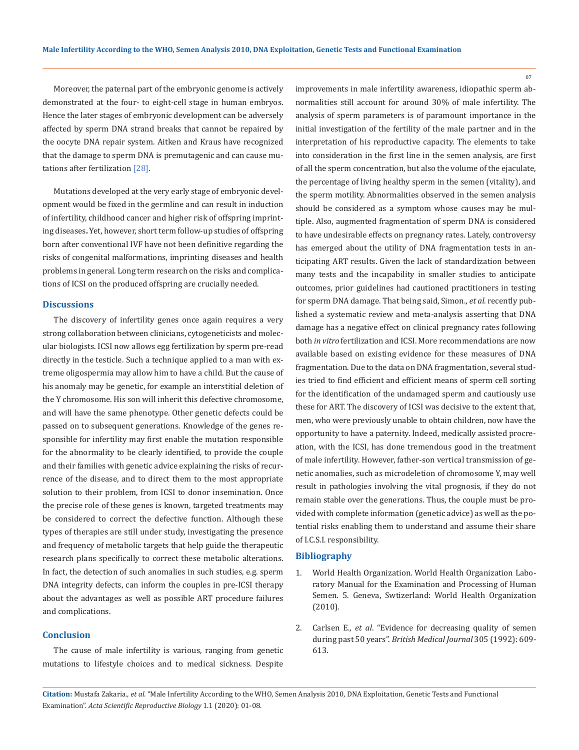Moreover, the paternal part of the embryonic genome is actively demonstrated at the four- to eight-cell stage in human embryos. Hence the later stages of embryonic development can be adversely affected by sperm DNA strand breaks that cannot be repaired by the oocyte DNA repair system. Aitken and Kraus have recognized that the damage to sperm DNA is premutagenic and can cause mutations after fertilization [28].

Mutations developed at the very early stage of embryonic development would be fixed in the germline and can result in induction of infertility, childhood cancer and higher risk of offspring imprinting diseases**.** Yet, however, short term follow-up studies of offspring born after conventional IVF have not been definitive regarding the risks of congenital malformations, imprinting diseases and health problems in general. Long term research on the risks and complications of ICSI on the produced offspring are crucially needed.

## Discussions

The discovery of infertility genes once again requires a very strong collaboration between clinicians, cytogeneticists and molecular biologists. ICSI now allows egg fertilization by sperm pre-read directly in the testicle. Such a technique applied to a man with extreme oligospermia may allow him to have a child. But the cause of his anomaly may be genetic, for example an interstitial deletion of the Y chromosome. His son will inherit this defective chromosome, and will have the same phenotype. Other genetic defects could be passed on to subsequent generations. Knowledge of the genes responsible for infertility may first enable the mutation responsible for the abnormality to be clearly identified, to provide the couple and their families with genetic advice explaining the risks of recurrence of the disease, and to direct them to the most appropriate solution to their problem, from ICSI to donor insemination. Once the precise role of these genes is known, targeted treatments may be considered to correct the defective function. Although these types of therapies are still under study, investigating the presence and frequency of metabolic targets that help guide the therapeutic research plans specifically to correct these metabolic alterations. In fact, the detection of such anomalies in such studies, e.g. sperm DNA integrity defects, can inform the couples in pre-ICSI therapy about the advantages as well as possible ART procedure failures and complications.

## Conclusion

The cause of male infertility is various, ranging from genetic mutations to lifestyle choices and to medical sickness. Despite improvements in male infertility awareness, idiopathic sperm abnormalities still account for around 30% of male infertility. The analysis of sperm parameters is of paramount importance in the initial investigation of the fertility of the male partner and in the interpretation of his reproductive capacity. The elements to take into consideration in the first line in the semen analysis, are first of all the sperm concentration, but also the volume of the ejaculate, the percentage of living healthy sperm in the semen (vitality), and the sperm motility. Abnormalities observed in the semen analysis should be considered as a symptom whose causes may be multiple. Also, augmented fragmentation of sperm DNA is considered to have undesirable effects on pregnancy rates. Lately, controversy has emerged about the utility of DNA fragmentation tests in anticipating ART results. Given the lack of standardization between many tests and the incapability in smaller studies to anticipate outcomes, prior guidelines had cautioned practitioners in testing for sperm DNA damage. That being said, Simon., *et al*. recently published a systematic review and meta-analysis asserting that DNA damage has a negative effect on clinical pregnancy rates following both *in vitro* fertilization and ICSI. More recommendations are now available based on existing evidence for these measures of DNA fragmentation. Due to the data on DNA fragmentation, several studies tried to find efficient and efficient means of sperm cell sorting for the identification of the undamaged sperm and cautiously use these for ART. The discovery of ICSI was decisive to the extent that, men, who were previously unable to obtain children, now have the opportunity to have a paternity. Indeed, medically assisted procreation, with the ICSI, has done tremendous good in the treatment of male infertility. However, father-son vertical transmission of genetic anomalies, such as microdeletion of chromosome Y, may well result in pathologies involving the vital prognosis, if they do not remain stable over the generations. Thus, the couple must be provided with complete information (genetic advice) as well as the potential risks enabling them to understand and assume their share of I.C.S.I. responsibility.

## Bibliography

1. World Health Organization. World Health Organization Laboratory Manual for the Examination and Processing of Human Semen. 5. Geneva, Swtizerland: World Health Organization (2010).
2. Carlsen E., *et al*. "Evidence for decreasing quality of semen during past 50 years". *British Medical Journal* 305 (1992): 609-613.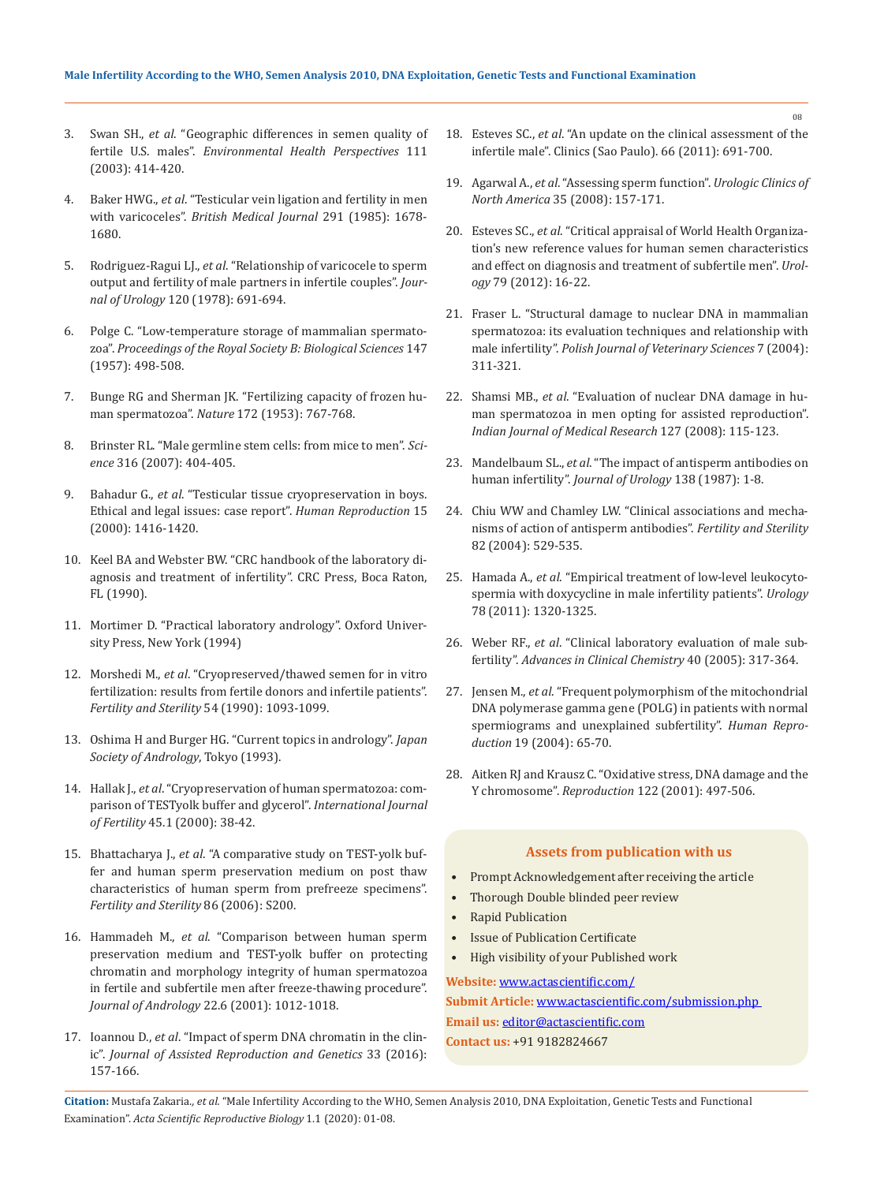3. Swan SH., *et al*. "Geographic differences in semen quality of fertile U.S. males". *Environmental Health Perspectives* 111 (2003): 414-420.

4. Baker HWG., *et al*. "Testicular vein ligation and fertility in men with varicoceles". *British Medical Journal* 291 (1985): 1678-1680.

5. Rodriguez-Ragui LJ., *et al*. "Relationship of varicocele to sperm output and fertility of male partners in infertile couples". *Journal of Urology* 120 (1978): 691-694.

6. Polge C. "Low-temperature storage of mammalian spermatozoa". *Proceedings of the Royal Society B: Biological Sciences* 147 (1957): 498-508.

7. Bunge RG and Sherman JK. "Fertilizing capacity of frozen human spermatozoa". *Nature* 172 (1953): 767-768.

8. Brinster RL. "Male germline stem cells: from mice to men". *Science* 316 (2007): 404-405.

9. Bahadur G., *et al*. "Testicular tissue cryopreservation in boys. Ethical and legal issues: case report". *Human Reproduction* 15 (2000): 1416-1420.

10. Keel BA and Webster BW. "CRC handbook of the laboratory diagnosis and treatment of infertility". CRC Press, Boca Raton, FL (1990).

11. Mortimer D. "Practical laboratory andrology". Oxford University Press, New York (1994)

12. Morshedi M., *et al*. "Cryopreserved/thawed semen for in vitro fertilization: results from fertile donors and infertile patients". *Fertility and Sterility* 54 (1990): 1093-1099.

13. Oshima H and Burger HG. "Current topics in andrology". *Japan Society of Andrology*, Tokyo (1993).

14. Hallak J., *et al*. "Cryopreservation of human spermatozoa: comparison of TESTyolk buffer and glycerol". *International Journal of Fertility* 45.1 (2000): 38-42.

15. Bhattacharya J., *et al*. "A comparative study on TEST-yolk buffer and human sperm preservation medium on post thaw characteristics of human sperm from prefreeze specimens". *Fertility and Sterility* 86 (2006): S200.

16. Hammadeh M., *et al.* "Comparison between human sperm preservation medium and TEST-yolk buffer on protecting chromatin and morphology integrity of human spermatozoa in fertile and subfertile men after freeze-thawing procedure". *Journal of Andrology* 22.6 (2001): 1012-1018.

17. Ioannou D., *et al*. "Impact of sperm DNA chromatin in the clinic". *Journal of Assisted Reproduction and Genetics* 33 (2016): 157-166.

18. Esteves SC., *et al*. "An update on the clinical assessment of the infertile male". Clinics (Sao Paulo). 66 (2011): 691-700.

19. Agarwal A., *et al*. "Assessing sperm function". *Urologic Clinics of North America* 35 (2008): 157-171.

20. Esteves SC., *et al*. "Critical appraisal of World Health Organization's new reference values for human semen characteristics and effect on diagnosis and treatment of subfertile men". *Urology* 79 (2012): 16-22.

21. Fraser L. "Structural damage to nuclear DNA in mammalian spermatozoa: its evaluation techniques and relationship with male infertility". *Polish Journal of Veterinary Sciences* 7 (2004): 311-321.

22. Shamsi MB., *et al*. "Evaluation of nuclear DNA damage in human spermatozoa in men opting for assisted reproduction". *Indian Journal of Medical Research* 127 (2008): 115-123.

23. Mandelbaum SL., *et al*. "The impact of antisperm antibodies on human infertility". *Journal of Urology* 138 (1987): 1-8.

24. Chiu WW and Chamley LW. "Clinical associations and mechanisms of action of antisperm antibodies". *Fertility and Sterility* 82 (2004): 529-535.

25. Hamada A., *et al*. "Empirical treatment of low-level leukocytospermia with doxycycline in male infertility patients". *Urology* 78 (2011): 1320-1325.

26. Weber RF., *et al*. "Clinical laboratory evaluation of male subfertility". *Advances in Clinical Chemistry* 40 (2005): 317-364.

27. Jensen M., *et al*. "Frequent polymorphism of the mitochondrial DNA polymerase gamma gene (POLG) in patients with normal spermiograms and unexplained subfertility". *Human Reproduction* 19 (2004): 65-70.

28. Aitken RJ and Krausz C. "Oxidative stress, DNA damage and the Y chromosome". *Reproduction* 122 (2001): 497-506.

**Assets from publication with us**

- Prompt Acknowledgement after receiving the article
- Thorough Double blinded peer review
- Rapid Publication
- Issue of Publication Certificate
- High visibility of your Published work

**Website:** www.actascientific.com/
**Submit Article:** www.actascientific.com/submission.php
**Email us:** editor@actascientific.com
**Contact us:** +91 9182824667

**Citation:** Mustafa Zakaria., *et al.* "Male Infertility According to the WHO, Semen Analysis 2010, DNA Exploitation, Genetic Tests and Functional Examination". *Acta Scientific Reproductive Biology* 1.1 (2020): 01-08.